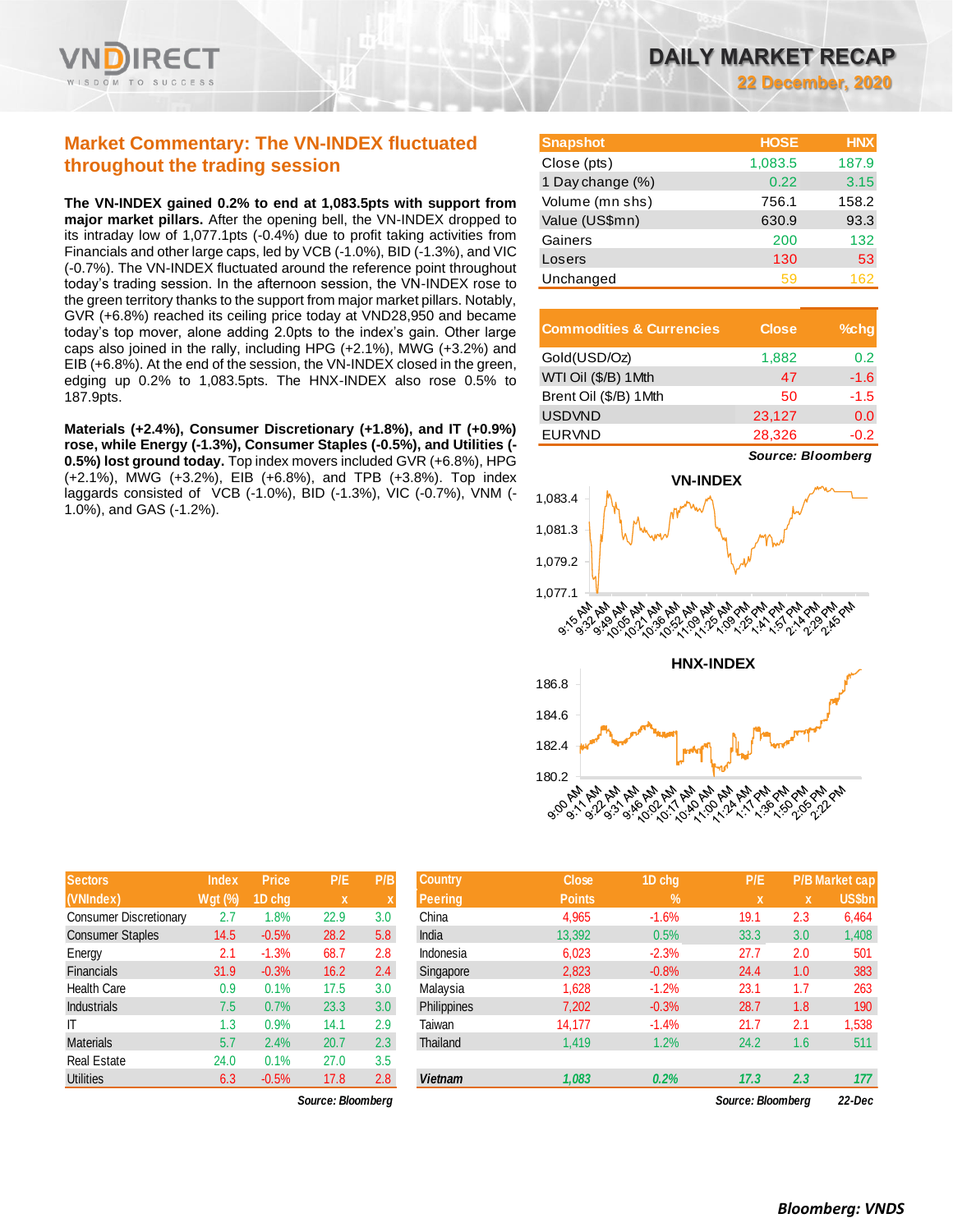# DAILY MARKET RECAP

**22 December, 2020**

## Market Commentary: The VN-INDEX fluctuated throughout the trading session

**The VN-INDEX gained 0.2% to end at 1,083.5pts with support from major market pillars.** After the opening bell, the VN-INDEX dropped to its intraday low of 1,077.1pts (-0.4%) due to profit taking activities from Financials and other large caps, led by VCB (-1.0%), BID (-1.3%), and VIC (-0.7%). The VN-INDEX fluctuated around the reference point throughout today's trading session. In the afternoon session, the VN-INDEX rose to the green territory thanks to the support from major market pillars. Notably, GVR (+6.8%) reached its ceiling price today at VND28,950 and became today's top mover, alone adding 2.0pts to the index's gain. Other large caps also joined in the rally, including HPG (+2.1%), MWG (+3.2%) and EIB (+6.8%). At the end of the session, the VN-INDEX closed in the green, edging up 0.2% to 1,083.5pts. The HNX-INDEX also rose 0.5% to 187.9pts.

**Materials (+2.4%), Consumer Discretionary (+1.8%), and IT (+0.9%) rose, while Energy (-1.3%), Consumer Staples (-0.5%), and Utilities (-0.5%) lost ground today.** Top index movers included GVR (+6.8%), HPG (+2.1%), MWG (+3.2%), EIB (+6.8%), and TPB (+3.8%). Top index laggards consisted of VCB (-1.0%), BID (-1.3%), VIC (-0.7%), VNM (-1.0%), and GAS (-1.2%).

| Snapshot | HOSE | HNX |
|---|---|---|
| Close (pts) | 1,083.5 | 187.9 |
| 1 Day change (%) | 0.22 | 3.15 |
| Volume (mn shs) | 756.1 | 158.2 |
| Value (US$mn) | 630.9 | 93.3 |
| Gainers | 200 | 132 |
| Losers | 130 | 53 |
| Unchanged | 59 | 162 |

| Commodities & Currencies | Close | %chg |
|---|---|---|
| Gold(USD/Oz) | 1,882 | 0.2 |
| WTI Oil ($/B) 1Mth | 47 | -1.6 |
| Brent Oil ($/B) 1Mth | 50 | -1.5 |
| USDVND | 23,127 | 0.0 |
| EURVND | 28,326 | -0.2 |

*Source: Bloomberg*

| Sectors (VNIndex) | Index Wgt (%) | Price 1D chg | P/E x | P/B x |
|---|---|---|---|---|
| Consumer Discretionary | 2.7 | 1.8% | 22.9 | 3.0 |
| Consumer Staples | 14.5 | -0.5% | 28.2 | 5.8 |
| Energy | 2.1 | -1.3% | 68.7 | 2.8 |
| Financials | 31.9 | -0.3% | 16.2 | 2.4 |
| Health Care | 0.9 | 0.1% | 17.5 | 3.0 |
| Industrials | 7.5 | 0.7% | 23.3 | 3.0 |
| IT | 1.3 | 0.9% | 14.1 | 2.9 |
| Materials | 5.7 | 2.4% | 20.7 | 2.3 |
| Real Estate | 24.0 | 0.1% | 27.0 | 3.5 |
| Utilities | 6.3 | -0.5% | 17.8 | 2.8 |

*Source: Bloomberg*

| Country Peering | Close Points | 1D chg % | P/E x | P/B x | Market cap US$bn |
|---|---|---|---|---|---|
| China | 4,965 | -1.6% | 19.1 | 2.3 | 6,464 |
| India | 13,392 | 0.5% | 33.3 | 3.0 | 1,408 |
| Indonesia | 6,023 | -2.3% | 27.7 | 2.0 | 501 |
| Singapore | 2,823 | -0.8% | 24.4 | 1.0 | 383 |
| Malaysia | 1,628 | -1.2% | 23.1 | 1.7 | 263 |
| Philippines | 7,202 | -0.3% | 28.7 | 1.8 | 190 |
| Taiwan | 14,177 | -1.4% | 21.7 | 2.1 | 1,538 |
| Thailand | 1,419 | 1.2% | 24.2 | 1.6 | 511 |
| *Vietnam* | *1,083* | *0.2%* | *17.3* | *2.3* | *177* |

*Source: Bloomberg* 22-Dec

*Bloomberg: VNDS*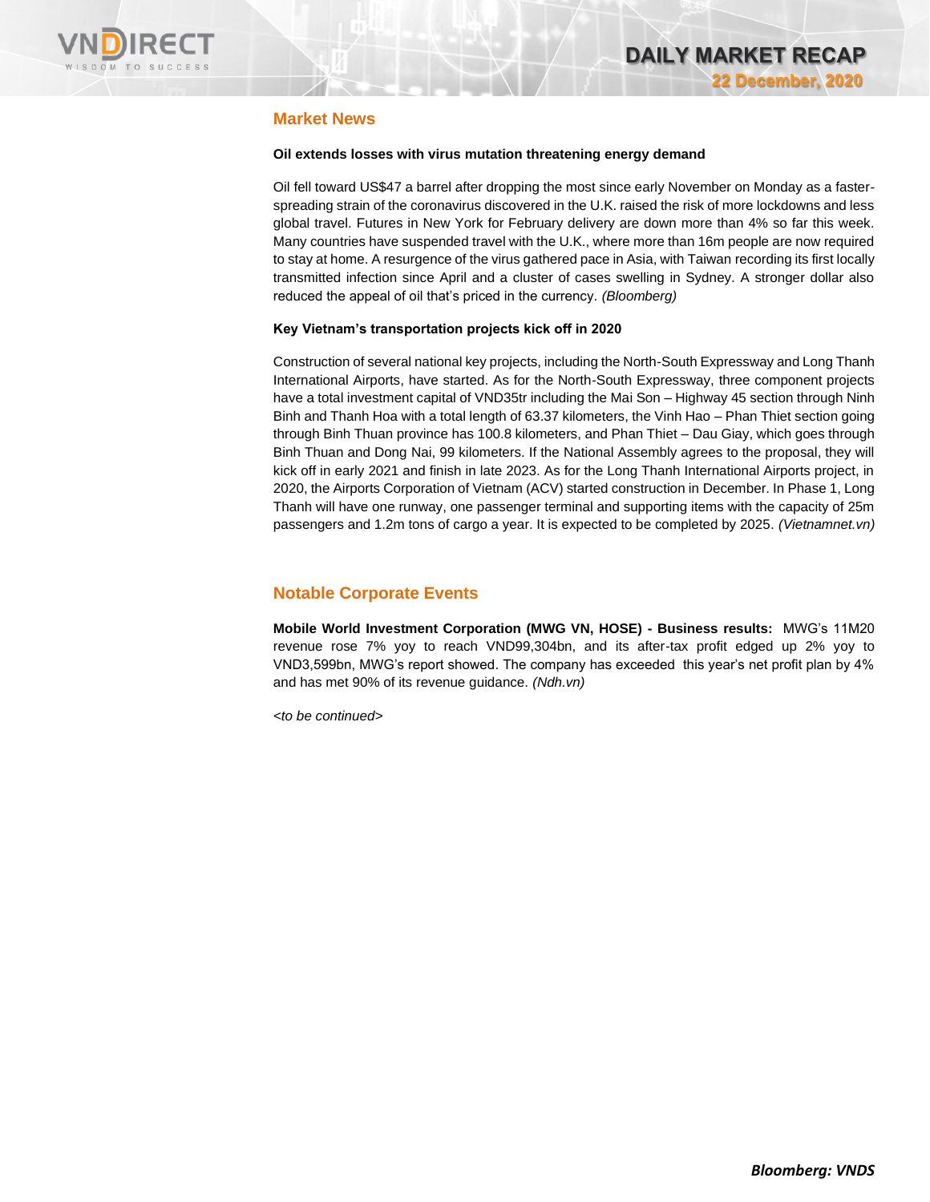## Market News

**Oil extends losses with virus mutation threatening energy demand**

Oil fell toward US$47 a barrel after dropping the most since early November on Monday as a faster-spreading strain of the coronavirus discovered in the U.K. raised the risk of more lockdowns and less global travel. Futures in New York for February delivery are down more than 4% so far this week. Many countries have suspended travel with the U.K., where more than 16m people are now required to stay at home. A resurgence of the virus gathered pace in Asia, with Taiwan recording its first locally transmitted infection since April and a cluster of cases swelling in Sydney. A stronger dollar also reduced the appeal of oil that's priced in the currency. *(Bloomberg)*

**Key Vietnam's transportation projects kick off in 2020**

Construction of several national key projects, including the North-South Expressway and Long Thanh International Airports, have started. As for the North-South Expressway, three component projects have a total investment capital of VND35tr including the Mai Son – Highway 45 section through Ninh Binh and Thanh Hoa with a total length of 63.37 kilometers, the Vinh Hao – Phan Thiet section going through Binh Thuan province has 100.8 kilometers, and Phan Thiet – Dau Giay, which goes through Binh Thuan and Dong Nai, 99 kilometers. If the National Assembly agrees to the proposal, they will kick off in early 2021 and finish in late 2023. As for the Long Thanh International Airports project, in 2020, the Airports Corporation of Vietnam (ACV) started construction in December. In Phase 1, Long Thanh will have one runway, one passenger terminal and supporting items with the capacity of 25m passengers and 1.2m tons of cargo a year. It is expected to be completed by 2025. *(Vietnamnet.vn)*

## Notable Corporate Events

**Mobile World Investment Corporation (MWG VN, HOSE) - Business results:** MWG's 11M20 revenue rose 7% yoy to reach VND99,304bn, and its after-tax profit edged up 2% yoy to VND3,599bn, MWG's report showed. The company has exceeded this year's net profit plan by 4% and has met 90% of its revenue guidance. *(Ndh.vn)*

*<to be continued>*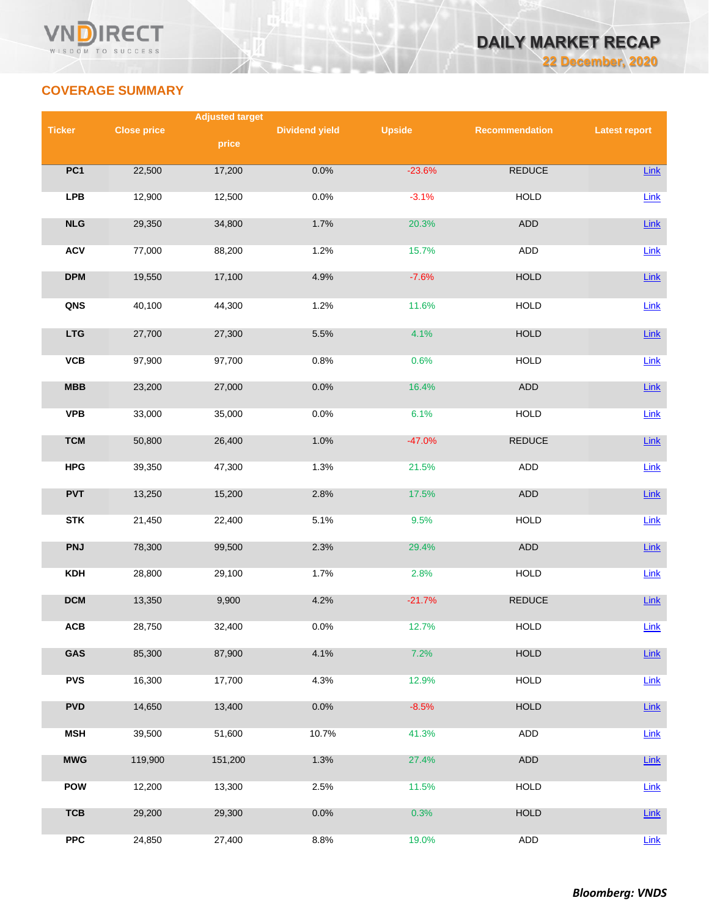## COVERAGE SUMMARY

| Ticker | Close price | Adjusted target price | Dividend yield | Upside | Recommendation | Latest report |
|---|---|---|---|---|---|---|
| PC1 | 22,500 | 17,200 | 0.0% | -23.6% | REDUCE | Link |
| LPB | 12,900 | 12,500 | 0.0% | -3.1% | HOLD | Link |
| NLG | 29,350 | 34,800 | 1.7% | 20.3% | ADD | Link |
| ACV | 77,000 | 88,200 | 1.2% | 15.7% | ADD | Link |
| DPM | 19,550 | 17,100 | 4.9% | -7.6% | HOLD | Link |
| QNS | 40,100 | 44,300 | 1.2% | 11.6% | HOLD | Link |
| LTG | 27,700 | 27,300 | 5.5% | 4.1% | HOLD | Link |
| VCB | 97,900 | 97,700 | 0.8% | 0.6% | HOLD | Link |
| MBB | 23,200 | 27,000 | 0.0% | 16.4% | ADD | Link |
| VPB | 33,000 | 35,000 | 0.0% | 6.1% | HOLD | Link |
| TCM | 50,800 | 26,400 | 1.0% | -47.0% | REDUCE | Link |
| HPG | 39,350 | 47,300 | 1.3% | 21.5% | ADD | Link |
| PVT | 13,250 | 15,200 | 2.8% | 17.5% | ADD | Link |
| STK | 21,450 | 22,400 | 5.1% | 9.5% | HOLD | Link |
| PNJ | 78,300 | 99,500 | 2.3% | 29.4% | ADD | Link |
| KDH | 28,800 | 29,100 | 1.7% | 2.8% | HOLD | Link |
| DCM | 13,350 | 9,900 | 4.2% | -21.7% | REDUCE | Link |
| ACB | 28,750 | 32,400 | 0.0% | 12.7% | HOLD | Link |
| GAS | 85,300 | 87,900 | 4.1% | 7.2% | HOLD | Link |
| PVS | 16,300 | 17,700 | 4.3% | 12.9% | HOLD | Link |
| PVD | 14,650 | 13,400 | 0.0% | -8.5% | HOLD | Link |
| MSH | 39,500 | 51,600 | 10.7% | 41.3% | ADD | Link |
| MWG | 119,900 | 151,200 | 1.3% | 27.4% | ADD | Link |
| POW | 12,200 | 13,300 | 2.5% | 11.5% | HOLD | Link |
| TCB | 29,200 | 29,300 | 0.0% | 0.3% | HOLD | Link |
| PPC | 24,850 | 27,400 | 8.8% | 19.0% | ADD | Link |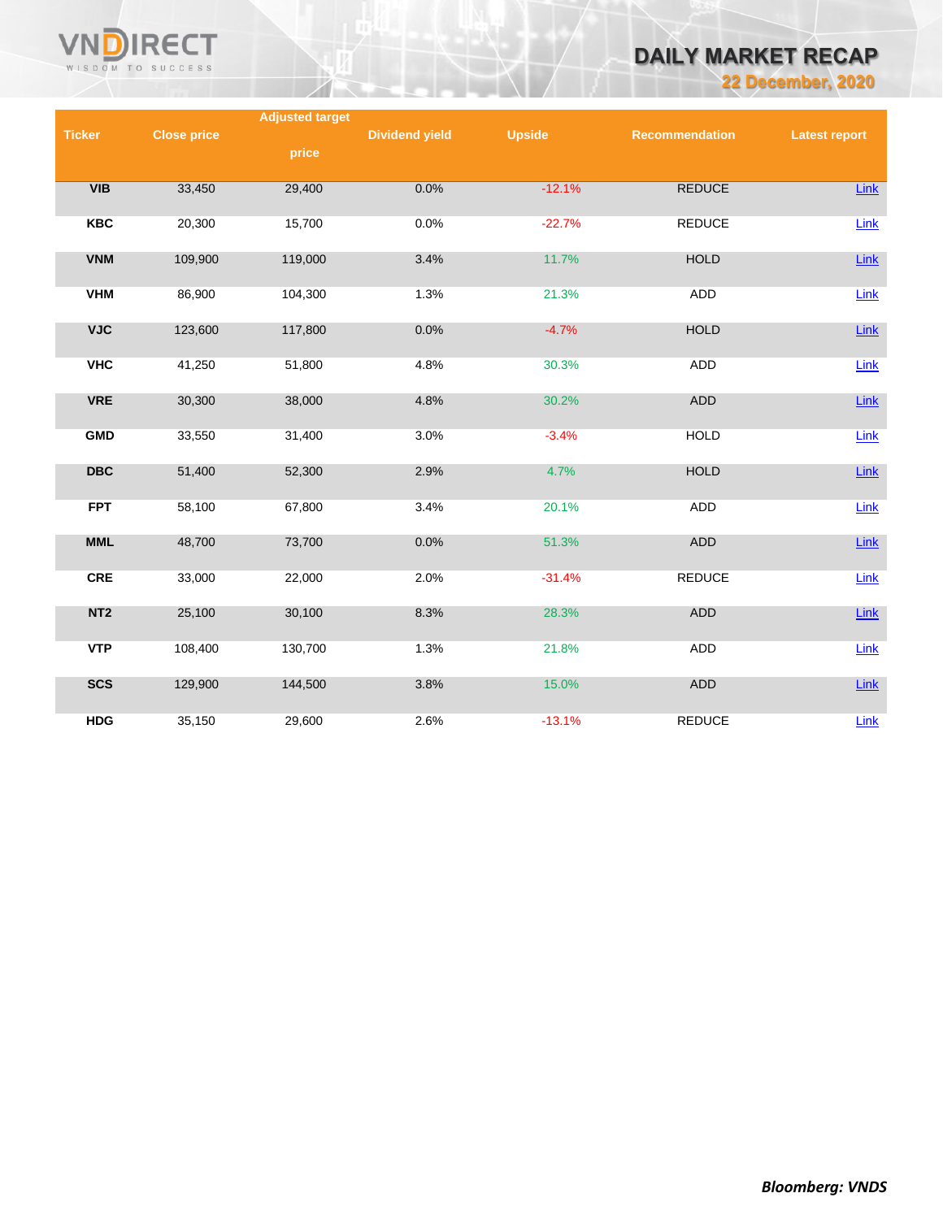| Ticker | Close price | Adjusted target price | Dividend yield | Upside | Recommendation | Latest report |
|---|---|---|---|---|---|---|
| VIB | 33,450 | 29,400 | 0.0% | -12.1% | REDUCE | Link |
| KBC | 20,300 | 15,700 | 0.0% | -22.7% | REDUCE | Link |
| VNM | 109,900 | 119,000 | 3.4% | 11.7% | HOLD | Link |
| VHM | 86,900 | 104,300 | 1.3% | 21.3% | ADD | Link |
| VJC | 123,600 | 117,800 | 0.0% | -4.7% | HOLD | Link |
| VHC | 41,250 | 51,800 | 4.8% | 30.3% | ADD | Link |
| VRE | 30,300 | 38,000 | 4.8% | 30.2% | ADD | Link |
| GMD | 33,550 | 31,400 | 3.0% | -3.4% | HOLD | Link |
| DBC | 51,400 | 52,300 | 2.9% | 4.7% | HOLD | Link |
| FPT | 58,100 | 67,800 | 3.4% | 20.1% | ADD | Link |
| MML | 48,700 | 73,700 | 0.0% | 51.3% | ADD | Link |
| CRE | 33,000 | 22,000 | 2.0% | -31.4% | REDUCE | Link |
| NT2 | 25,100 | 30,100 | 8.3% | 28.3% | ADD | Link |
| VTP | 108,400 | 130,700 | 1.3% | 21.8% | ADD | Link |
| SCS | 129,900 | 144,500 | 3.8% | 15.0% | ADD | Link |
| HDG | 35,150 | 29,600 | 2.6% | -13.1% | REDUCE | Link |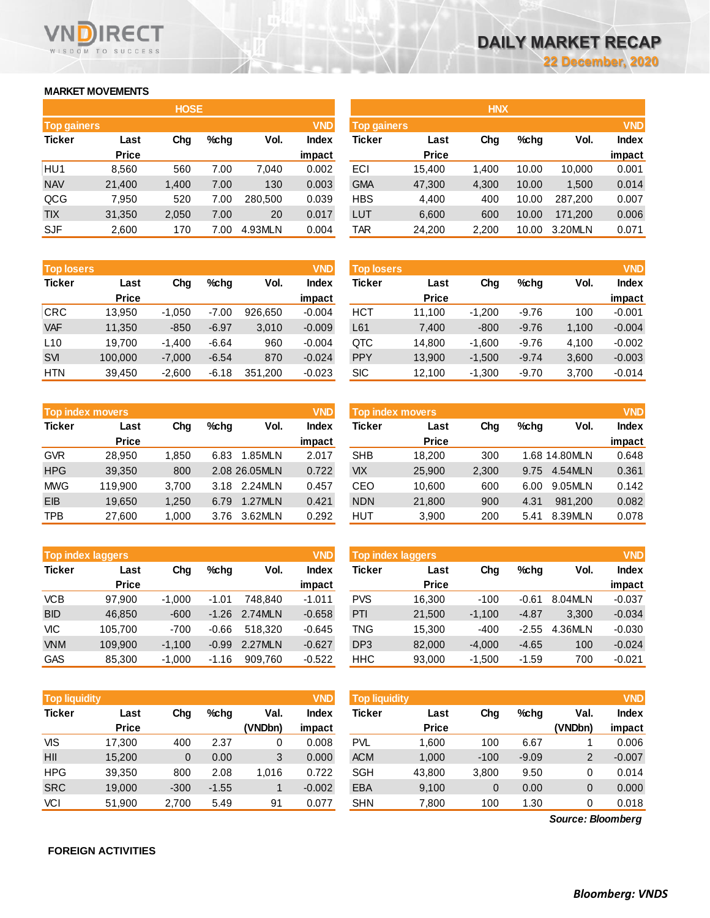# DAILY MARKET RECAP

22 December, 2020

## MARKET MOVEMENTS

### HOSE

| Top gainers | | | | | VND |
|---|---|---|---|---|---|
| Ticker | Last Price | Chg | %chg | Vol. | Index impact |
| HU1 | 8,560 | 560 | 7.00 | 7,040 | 0.002 |
| NAV | 21,400 | 1,400 | 7.00 | 130 | 0.003 |
| QCG | 7,950 | 520 | 7.00 | 280,500 | 0.039 |
| TIX | 31,350 | 2,050 | 7.00 | 20 | 0.017 |
| SJF | 2,600 | 170 | 7.00 | 4.93MLN | 0.004 |

| Top losers | | | | | VND |
|---|---|---|---|---|---|
| Ticker | Last Price | Chg | %chg | Vol. | Index impact |
| CRC | 13,950 | -1,050 | -7.00 | 926,650 | -0.004 |
| VAF | 11,350 | -850 | -6.97 | 3,010 | -0.009 |
| L10 | 19,700 | -1,400 | -6.64 | 960 | -0.004 |
| SVI | 100,000 | -7,000 | -6.54 | 870 | -0.024 |
| HTN | 39,450 | -2,600 | -6.18 | 351,200 | -0.023 |

| Top index movers | | | | | VND |
|---|---|---|---|---|---|
| Ticker | Last Price | Chg | %chg | Vol. | Index impact |
| GVR | 28,950 | 1,850 | 6.83 | 1.85MLN | 2.017 |
| HPG | 39,350 | 800 | 2.08 | 26.05MLN | 0.722 |
| MWG | 119,900 | 3,700 | 3.18 | 2.24MLN | 0.457 |
| EIB | 19,650 | 1,250 | 6.79 | 1.27MLN | 0.421 |
| TPB | 27,600 | 1,000 | 3.76 | 3.62MLN | 0.292 |

| Top index laggers | | | | | VND |
|---|---|---|---|---|---|
| Ticker | Last Price | Chg | %chg | Vol. | Index impact |
| VCB | 97,900 | -1,000 | -1.01 | 748,840 | -1.011 |
| BID | 46,850 | -600 | -1.26 | 2.74MLN | -0.658 |
| VIC | 105,700 | -700 | -0.66 | 518,320 | -0.645 |
| VNM | 109,900 | -1,100 | -0.99 | 2.27MLN | -0.627 |
| GAS | 85,300 | -1,000 | -1.16 | 909,760 | -0.522 |

| Top liquidity | | | | | VND |
|---|---|---|---|---|---|
| Ticker | Last Price | Chg | %chg | Val. (VNDbn) | Index impact |
| VIS | 17,300 | 400 | 2.37 | 0 | 0.008 |
| HII | 15,200 | 0 | 0.00 | 3 | 0.000 |
| HPG | 39,350 | 800 | 2.08 | 1,016 | 0.722 |
| SRC | 19,000 | -300 | -1.55 | 1 | -0.002 |
| VCI | 51,900 | 2,700 | 5.49 | 91 | 0.077 |

### HNX

| Top gainers | | | | | VND |
|---|---|---|---|---|---|
| Ticker | Last Price | Chg | %chg | Vol. | Index impact |
| ECI | 15,400 | 1,400 | 10.00 | 10,000 | 0.001 |
| GMA | 47,300 | 4,300 | 10.00 | 1,500 | 0.014 |
| HBS | 4,400 | 400 | 10.00 | 287,200 | 0.007 |
| LUT | 6,600 | 600 | 10.00 | 171,200 | 0.006 |
| TAR | 24,200 | 2,200 | 10.00 | 3.20MLN | 0.071 |

| Top losers | | | | | VND |
|---|---|---|---|---|---|
| Ticker | Last Price | Chg | %chg | Vol. | Index impact |
| HCT | 11,100 | -1,200 | -9.76 | 100 | -0.001 |
| L61 | 7,400 | -800 | -9.76 | 1,100 | -0.004 |
| QTC | 14,800 | -1,600 | -9.76 | 4,100 | -0.002 |
| PPY | 13,900 | -1,500 | -9.74 | 3,600 | -0.003 |
| SIC | 12,100 | -1,300 | -9.70 | 3,700 | -0.014 |

| Top index movers | | | | | VND |
|---|---|---|---|---|---|
| Ticker | Last Price | Chg | %chg | Vol. | Index impact |
| SHB | 18,200 | 300 | 1.68 | 14.80MLN | 0.648 |
| VIX | 25,900 | 2,300 | 9.75 | 4.54MLN | 0.361 |
| CEO | 10,600 | 600 | 6.00 | 9.05MLN | 0.142 |
| NDN | 21,800 | 900 | 4.31 | 981,200 | 0.082 |
| HUT | 3,900 | 200 | 5.41 | 8.39MLN | 0.078 |

| Top index laggers | | | | | VND |
|---|---|---|---|---|---|
| Ticker | Last Price | Chg | %chg | Vol. | Index impact |
| PVS | 16,300 | -100 | -0.61 | 8.04MLN | -0.037 |
| PTI | 21,500 | -1,100 | -4.87 | 3,300 | -0.034 |
| TNG | 15,300 | -400 | -2.55 | 4.36MLN | -0.030 |
| DP3 | 82,000 | -4,000 | -4.65 | 100 | -0.024 |
| HHC | 93,000 | -1,500 | -1.59 | 700 | -0.021 |

| Top liquidity | | | | | VND |
|---|---|---|---|---|---|
| Ticker | Last Price | Chg | %chg | Val. (VNDbn) | Index impact |
| PVL | 1,600 | 100 | 6.67 | 1 | 0.006 |
| ACM | 1,000 | -100 | -9.09 | 2 | -0.007 |
| SGH | 43,800 | 3,800 | 9.50 | 0 | 0.014 |
| EBA | 9,100 | 0 | 0.00 | 0 | 0.000 |
| SHN | 7,800 | 100 | 1.30 | 0 | 0.018 |

*Source: Bloomberg*

## FOREIGN ACTIVITIES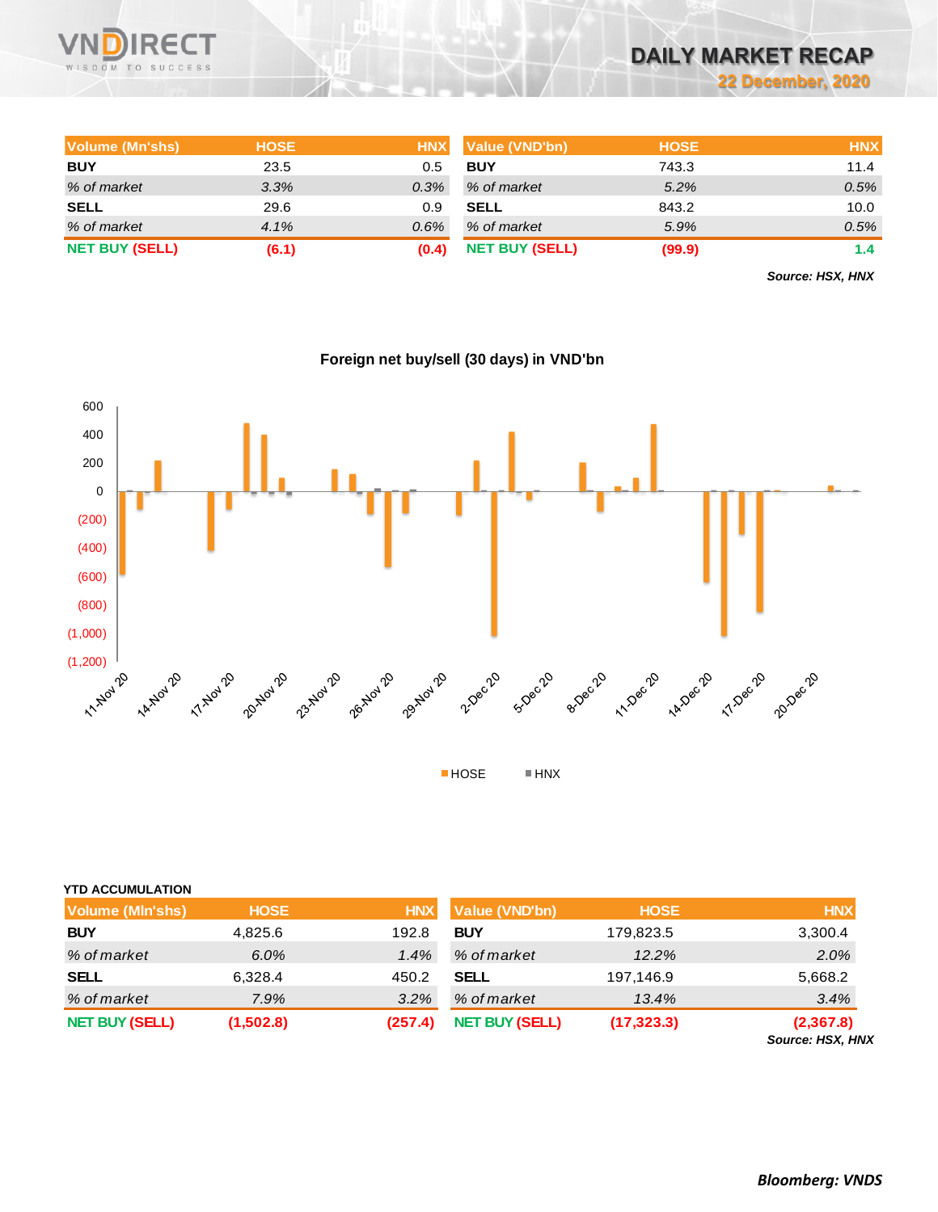# DAILY MARKET RECAP

22 December, 2020

| Volume (Mn'shs) | HOSE | HNX |
|---|---|---|
| BUY | 23.5 | 0.5 |
| *% of market* | *3.3%* | *0.3%* |
| SELL | 29.6 | 0.9 |
| *% of market* | *4.1%* | *0.6%* |
| **NET BUY (SELL)** | **(6.1)** | **(0.4)** |

| Value (VND'bn) | HOSE | HNX |
|---|---|---|
| BUY | 743.3 | 11.4 |
| *% of market* | *5.2%* | *0.5%* |
| SELL | 843.2 | 10.0 |
| *% of market* | *5.9%* | *0.5%* |
| **NET BUY (SELL)** | **(99.9)** | **1.4** |

*Source: HSX, HNX*

**Foreign net buy/sell (30 days) in VND'bn**

HOSE  HNX

**YTD ACCUMULATION**

| Volume (Mln'shs) | HOSE | HNX |
|---|---|---|
| BUY | 4,825.6 | 192.8 |
| *% of market* | *6.0%* | *1.4%* |
| SELL | 6,328.4 | 450.2 |
| *% of market* | *7.9%* | *3.2%* |
| **NET BUY (SELL)** | **(1,502.8)** | **(257.4)** |

| Value (VND'bn) | HOSE | HNX |
|---|---|---|
| BUY | 179,823.5 | 3,300.4 |
| *% of market* | *12.2%* | *2.0%* |
| SELL | 197,146.9 | 5,668.2 |
| *% of market* | *13.4%* | *3.4%* |
| **NET BUY (SELL)** | **(17,323.3)** | **(2,367.8)** |

*Source: HSX, HNX*

***Bloomberg: VNDS***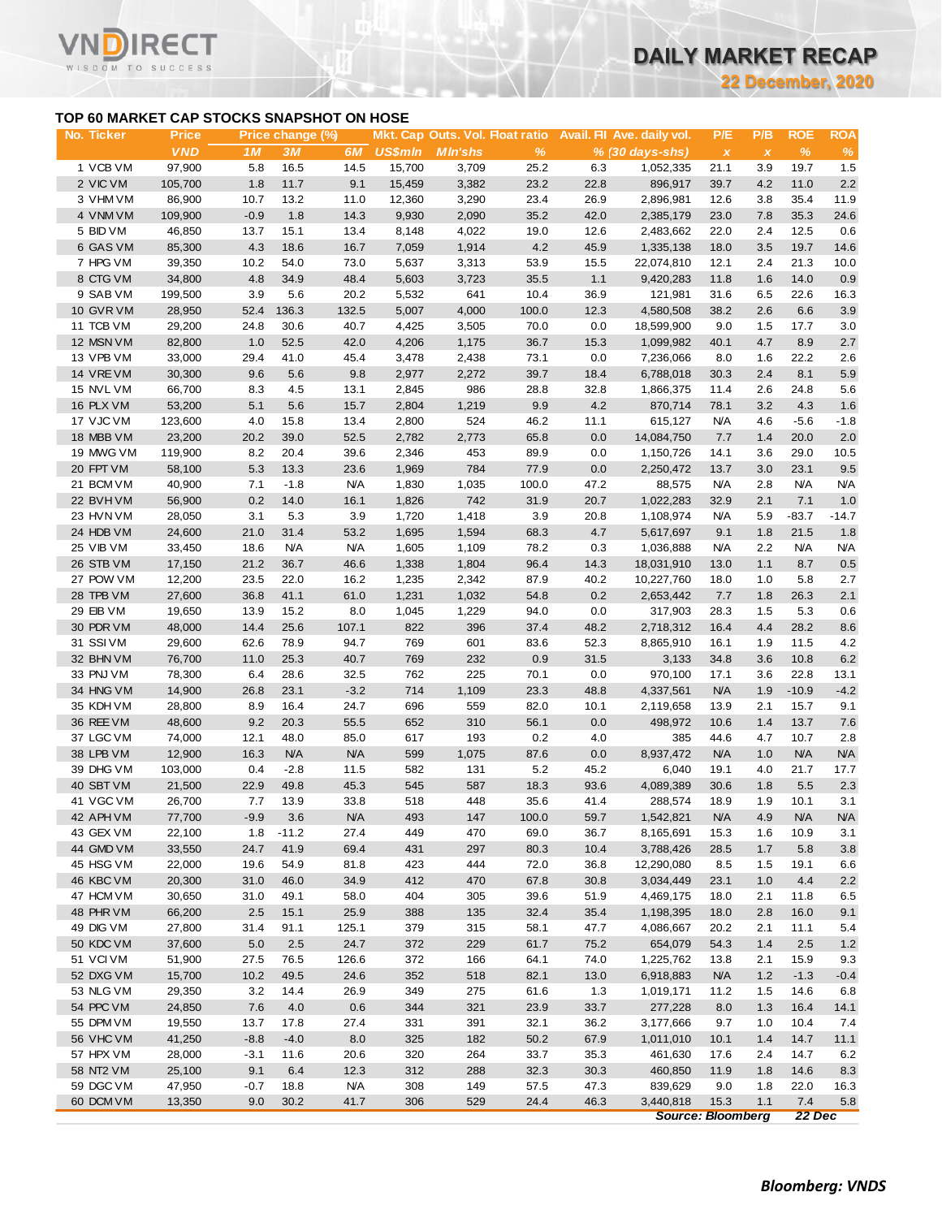# DAILY MARKET RECAP

**22 December, 2020**

## TOP 60 MARKET CAP STOCKS SNAPSHOT ON HOSE

| No. | Ticker | Price | Price change (%) | | | Mkt. Cap | Outs. Vol. | Float ratio | Avail. FII | Ave. daily vol. | P/E | P/B | ROE | ROA |
|---|---|---|---|---|---|---|---|---|---|---|---|---|---|---|
| | | VND | 1M | 3M | 6M | US$mln | Mln'shs | % | % | (30 days-shs) | x | x | % | % |
| 1 | VCB VM | 97,900 | 5.8 | 16.5 | 14.5 | 15,700 | 3,709 | 25.2 | 6.3 | 1,052,335 | 21.1 | 3.9 | 19.7 | 1.5 |
| 2 | VIC VM | 105,700 | 1.8 | 11.7 | 9.1 | 15,459 | 3,382 | 23.2 | 22.8 | 896,917 | 39.7 | 4.2 | 11.0 | 2.2 |
| 3 | VHM VM | 86,900 | 10.7 | 13.2 | 11.0 | 12,360 | 3,290 | 23.4 | 26.9 | 2,896,981 | 12.6 | 3.8 | 35.4 | 11.9 |
| 4 | VNM VM | 109,900 | -0.9 | 1.8 | 14.3 | 9,930 | 2,090 | 35.2 | 42.0 | 2,385,179 | 23.0 | 7.8 | 35.3 | 24.6 |
| 5 | BID VM | 46,850 | 13.7 | 15.1 | 13.4 | 8,148 | 4,022 | 19.0 | 12.6 | 2,483,662 | 22.0 | 2.4 | 12.5 | 0.6 |
| 6 | GAS VM | 85,300 | 4.3 | 18.6 | 16.7 | 7,059 | 1,914 | 4.2 | 45.9 | 1,335,138 | 18.0 | 3.5 | 19.7 | 14.6 |
| 7 | HPG VM | 39,350 | 10.2 | 54.0 | 73.0 | 5,637 | 3,313 | 53.9 | 15.5 | 22,074,810 | 12.1 | 2.4 | 21.3 | 10.0 |
| 8 | CTG VM | 34,800 | 4.8 | 34.9 | 48.4 | 5,603 | 3,723 | 35.5 | 1.1 | 9,420,283 | 11.8 | 1.6 | 14.0 | 0.9 |
| 9 | SAB VM | 199,500 | 3.9 | 5.6 | 20.2 | 5,532 | 641 | 10.4 | 36.9 | 121,981 | 31.6 | 6.5 | 22.6 | 16.3 |
| 10 | GVR VM | 28,950 | 52.4 | 136.3 | 132.5 | 5,007 | 4,000 | 100.0 | 12.3 | 4,580,508 | 38.2 | 2.6 | 6.6 | 3.9 |
| 11 | TCB VM | 29,200 | 24.8 | 30.6 | 40.7 | 4,425 | 3,505 | 70.0 | 0.0 | 18,599,900 | 9.0 | 1.5 | 17.7 | 3.0 |
| 12 | MSN VM | 82,800 | 1.0 | 52.5 | 42.0 | 4,206 | 1,175 | 36.7 | 15.3 | 1,099,982 | 40.1 | 4.7 | 8.9 | 2.7 |
| 13 | VPB VM | 33,000 | 29.4 | 41.0 | 45.4 | 3,478 | 2,438 | 73.1 | 0.0 | 7,236,066 | 8.0 | 1.6 | 22.2 | 2.6 |
| 14 | VRE VM | 30,300 | 9.6 | 5.6 | 9.8 | 2,977 | 2,272 | 39.7 | 18.4 | 6,788,018 | 30.3 | 2.4 | 8.1 | 5.9 |
| 15 | NVL VM | 66,700 | 8.3 | 4.5 | 13.1 | 2,845 | 986 | 28.8 | 32.8 | 1,866,375 | 11.4 | 2.6 | 24.8 | 5.6 |
| 16 | PLX VM | 53,200 | 5.1 | 5.6 | 15.7 | 2,804 | 1,219 | 9.9 | 4.2 | 870,714 | 78.1 | 3.2 | 4.3 | 1.6 |
| 17 | VJC VM | 123,600 | 4.0 | 15.8 | 13.4 | 2,800 | 524 | 46.2 | 11.1 | 615,127 | N/A | 4.6 | -5.6 | -1.8 |
| 18 | MBB VM | 23,200 | 20.2 | 39.0 | 52.5 | 2,782 | 2,773 | 65.8 | 0.0 | 14,084,750 | 7.7 | 1.4 | 20.0 | 2.0 |
| 19 | MWG VM | 119,900 | 8.2 | 20.4 | 39.6 | 2,346 | 453 | 89.9 | 0.0 | 1,150,726 | 14.1 | 3.6 | 29.0 | 10.5 |
| 20 | FPT VM | 58,100 | 5.3 | 13.3 | 23.6 | 1,969 | 784 | 77.9 | 0.0 | 2,250,472 | 13.7 | 3.0 | 23.1 | 9.5 |
| 21 | BCM VM | 40,900 | 7.1 | -1.8 | N/A | 1,830 | 1,035 | 100.0 | 47.2 | 88,575 | N/A | 2.8 | N/A | N/A |
| 22 | BVH VM | 56,900 | 0.2 | 14.0 | 16.1 | 1,826 | 742 | 31.9 | 20.7 | 1,022,283 | 32.9 | 2.1 | 7.1 | 1.0 |
| 23 | HVN VM | 28,050 | 3.1 | 5.3 | 3.9 | 1,720 | 1,418 | 3.9 | 20.8 | 1,108,974 | N/A | 5.9 | -83.7 | -14.7 |
| 24 | HDB VM | 24,600 | 21.0 | 31.4 | 53.2 | 1,695 | 1,594 | 68.3 | 4.7 | 5,617,697 | 9.1 | 1.8 | 21.5 | 1.8 |
| 25 | VIB VM | 33,450 | 18.6 | N/A | N/A | 1,605 | 1,109 | 78.2 | 0.3 | 1,036,888 | N/A | 2.2 | N/A | N/A |
| 26 | STB VM | 17,150 | 21.2 | 36.7 | 46.6 | 1,338 | 1,804 | 96.4 | 14.3 | 18,031,910 | 13.0 | 1.1 | 8.7 | 0.5 |
| 27 | POW VM | 12,200 | 23.5 | 22.0 | 16.2 | 1,235 | 2,342 | 87.9 | 40.2 | 10,227,760 | 18.0 | 1.0 | 5.8 | 2.7 |
| 28 | TPB VM | 27,600 | 36.8 | 41.1 | 61.0 | 1,231 | 1,032 | 54.8 | 0.2 | 2,653,442 | 7.7 | 1.8 | 26.3 | 2.1 |
| 29 | EIB VM | 19,650 | 13.9 | 15.2 | 8.0 | 1,045 | 1,229 | 94.0 | 0.0 | 317,903 | 28.3 | 1.5 | 5.3 | 0.6 |
| 30 | PDR VM | 48,000 | 14.4 | 25.6 | 107.1 | 822 | 396 | 37.4 | 48.2 | 2,718,312 | 16.4 | 4.4 | 28.2 | 8.6 |
| 31 | SSI VM | 29,600 | 62.6 | 78.9 | 94.7 | 769 | 601 | 83.6 | 52.3 | 8,865,910 | 16.1 | 1.9 | 11.5 | 4.2 |
| 32 | BHN VM | 76,700 | 11.0 | 25.3 | 40.7 | 769 | 232 | 0.9 | 31.5 | 3,133 | 34.8 | 3.6 | 10.8 | 6.2 |
| 33 | PNJ VM | 78,300 | 6.4 | 28.6 | 32.5 | 762 | 225 | 70.1 | 0.0 | 970,100 | 17.1 | 3.6 | 22.8 | 13.1 |
| 34 | HNG VM | 14,900 | 26.8 | 23.1 | -3.2 | 714 | 1,109 | 23.3 | 48.8 | 4,337,561 | N/A | 1.9 | -10.9 | -4.2 |
| 35 | KDH VM | 28,800 | 8.9 | 16.4 | 24.7 | 696 | 559 | 82.0 | 10.1 | 2,119,658 | 13.9 | 2.1 | 15.7 | 9.1 |
| 36 | REE VM | 48,600 | 9.2 | 20.3 | 55.5 | 652 | 310 | 56.1 | 0.0 | 498,972 | 10.6 | 1.4 | 13.7 | 7.6 |
| 37 | LGC VM | 74,000 | 12.1 | 48.0 | 85.0 | 617 | 193 | 0.2 | 4.0 | 385 | 44.6 | 4.7 | 10.7 | 2.8 |
| 38 | LPB VM | 12,900 | 16.3 | N/A | N/A | 599 | 1,075 | 87.6 | 0.0 | 8,937,472 | N/A | 1.0 | N/A | N/A |
| 39 | DHG VM | 103,000 | 0.4 | -2.8 | 11.5 | 582 | 131 | 5.2 | 45.2 | 6,040 | 19.1 | 4.0 | 21.7 | 17.7 |
| 40 | SBT VM | 21,500 | 22.9 | 49.8 | 45.3 | 545 | 587 | 18.3 | 93.6 | 4,089,389 | 30.6 | 1.8 | 5.5 | 2.3 |
| 41 | VGC VM | 26,700 | 7.7 | 13.9 | 33.8 | 518 | 448 | 35.6 | 41.4 | 288,574 | 18.9 | 1.9 | 10.1 | 3.1 |
| 42 | APH VM | 77,700 | -9.9 | 3.6 | N/A | 493 | 147 | 100.0 | 59.7 | 1,542,821 | N/A | 4.9 | N/A | N/A |
| 43 | GEX VM | 22,100 | 1.8 | -11.2 | 27.4 | 449 | 470 | 69.0 | 36.7 | 8,165,691 | 15.3 | 1.6 | 10.9 | 3.1 |
| 44 | GMD VM | 33,550 | 24.7 | 41.9 | 69.4 | 431 | 297 | 80.3 | 10.4 | 3,788,426 | 28.5 | 1.7 | 5.8 | 3.8 |
| 45 | HSG VM | 22,000 | 19.6 | 54.9 | 81.8 | 423 | 444 | 72.0 | 36.8 | 12,290,080 | 8.5 | 1.5 | 19.1 | 6.6 |
| 46 | KBC VM | 20,300 | 31.0 | 46.0 | 34.9 | 412 | 470 | 67.8 | 30.8 | 3,034,449 | 23.1 | 1.0 | 4.4 | 2.2 |
| 47 | HCM VM | 30,650 | 31.0 | 49.1 | 58.0 | 404 | 305 | 39.6 | 51.9 | 4,469,175 | 18.0 | 2.1 | 11.8 | 6.5 |
| 48 | PHR VM | 66,200 | 2.5 | 15.1 | 25.9 | 388 | 135 | 32.4 | 35.4 | 1,198,395 | 18.0 | 2.8 | 16.0 | 9.1 |
| 49 | DIG VM | 27,800 | 31.4 | 91.1 | 125.1 | 379 | 315 | 58.1 | 47.7 | 4,086,667 | 20.2 | 2.1 | 11.1 | 5.4 |
| 50 | KDC VM | 37,600 | 5.0 | 2.5 | 24.7 | 372 | 229 | 61.7 | 75.2 | 654,079 | 54.3 | 1.4 | 2.5 | 1.2 |
| 51 | VCI VM | 51,900 | 27.5 | 76.5 | 126.6 | 372 | 166 | 64.1 | 74.0 | 1,225,762 | 13.8 | 2.1 | 15.9 | 9.3 |
| 52 | DXG VM | 15,700 | 10.2 | 49.5 | 24.6 | 352 | 518 | 82.1 | 13.0 | 6,918,883 | N/A | 1.2 | -1.3 | -0.4 |
| 53 | NLG VM | 29,350 | 3.2 | 14.4 | 26.9 | 349 | 275 | 61.6 | 1.3 | 1,019,171 | 11.2 | 1.5 | 14.6 | 6.8 |
| 54 | PPC VM | 24,850 | 7.6 | 4.0 | 0.6 | 344 | 321 | 23.9 | 33.7 | 277,228 | 8.0 | 1.3 | 16.4 | 14.1 |
| 55 | DPM VM | 19,550 | 13.7 | 17.8 | 27.4 | 331 | 391 | 32.1 | 36.2 | 3,177,666 | 9.7 | 1.0 | 10.4 | 7.4 |
| 56 | VHC VM | 41,250 | -8.8 | -4.0 | 8.0 | 325 | 182 | 50.2 | 67.9 | 1,011,010 | 10.1 | 1.4 | 14.7 | 11.1 |
| 57 | HPX VM | 28,000 | -3.1 | 11.6 | 20.6 | 320 | 264 | 33.7 | 35.3 | 461,630 | 17.6 | 2.4 | 14.7 | 6.2 |
| 58 | NT2 VM | 25,100 | 9.1 | 6.4 | 12.3 | 312 | 288 | 32.3 | 30.3 | 460,850 | 11.9 | 1.8 | 14.6 | 8.3 |
| 59 | DGC VM | 47,950 | -0.7 | 18.8 | N/A | 308 | 149 | 57.5 | 47.3 | 839,629 | 9.0 | 1.8 | 22.0 | 16.3 |
| 60 | DCM VM | 13,350 | 9.0 | 30.2 | 41.7 | 306 | 529 | 24.4 | 46.3 | 3,440,818 | 15.3 | 1.1 | 7.4 | 5.8 |

*Source: Bloomberg* — *22 Dec*

***Bloomberg: VNDS***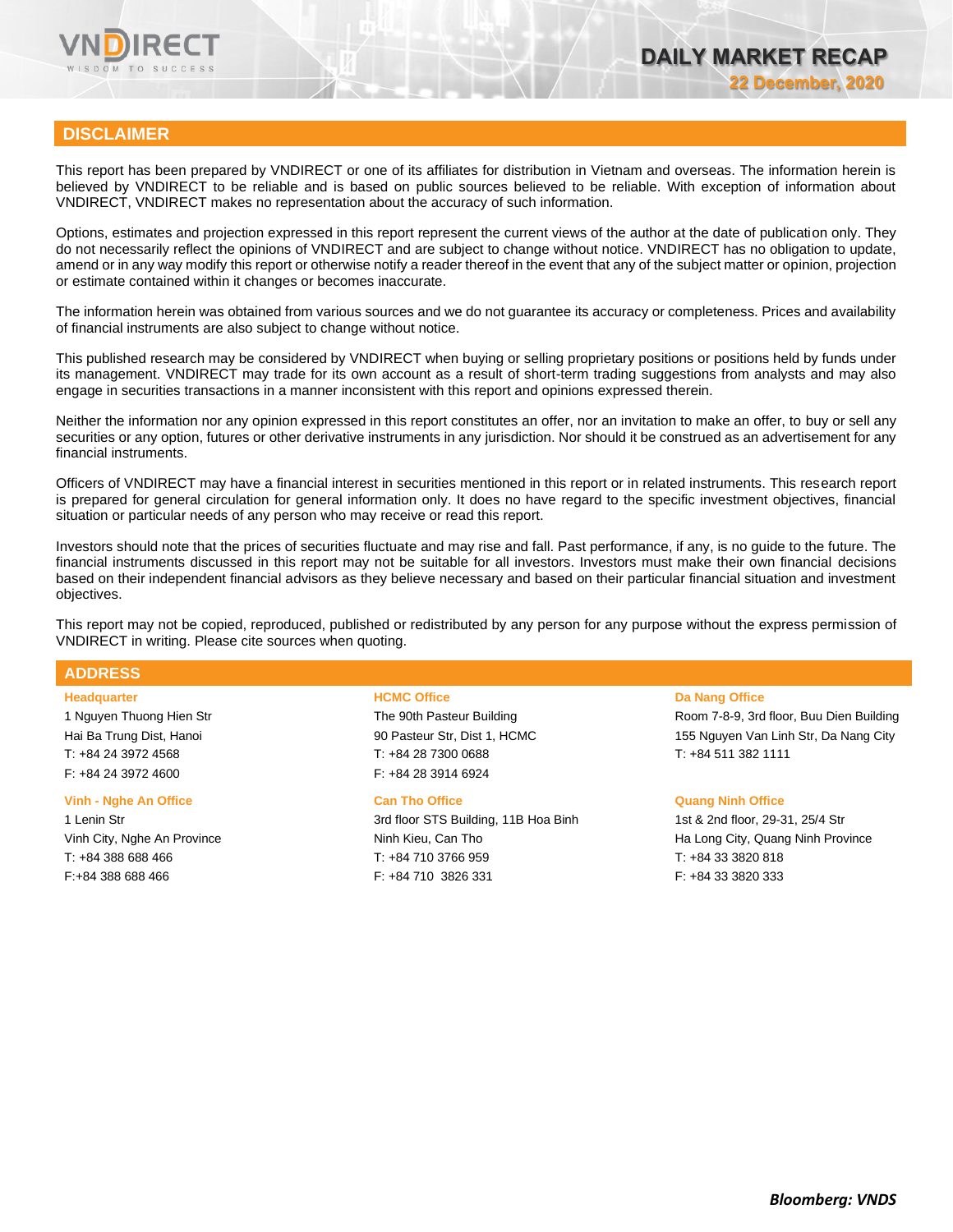## DISCLAIMER

This report has been prepared by VNDIRECT or one of its affiliates for distribution in Vietnam and overseas. The information herein is believed by VNDIRECT to be reliable and is based on public sources believed to be reliable. With exception of information about VNDIRECT, VNDIRECT makes no representation about the accuracy of such information.

Options, estimates and projection expressed in this report represent the current views of the author at the date of publication only. They do not necessarily reflect the opinions of VNDIRECT and are subject to change without notice. VNDIRECT has no obligation to update, amend or in any way modify this report or otherwise notify a reader thereof in the event that any of the subject matter or opinion, projection or estimate contained within it changes or becomes inaccurate.

The information herein was obtained from various sources and we do not guarantee its accuracy or completeness. Prices and availability of financial instruments are also subject to change without notice.

This published research may be considered by VNDIRECT when buying or selling proprietary positions or positions held by funds under its management. VNDIRECT may trade for its own account as a result of short-term trading suggestions from analysts and may also engage in securities transactions in a manner inconsistent with this report and opinions expressed therein.

Neither the information nor any opinion expressed in this report constitutes an offer, nor an invitation to make an offer, to buy or sell any securities or any option, futures or other derivative instruments in any jurisdiction. Nor should it be construed as an advertisement for any financial instruments.

Officers of VNDIRECT may have a financial interest in securities mentioned in this report or in related instruments. This research report is prepared for general circulation for general information only. It does no have regard to the specific investment objectives, financial situation or particular needs of any person who may receive or read this report.

Investors should note that the prices of securities fluctuate and may rise and fall. Past performance, if any, is no guide to the future. The financial instruments discussed in this report may not be suitable for all investors. Investors must make their own financial decisions based on their independent financial advisors as they believe necessary and based on their particular financial situation and investment objectives.

This report may not be copied, reproduced, published or redistributed by any person for any purpose without the express permission of VNDIRECT in writing. Please cite sources when quoting.

## ADDRESS

**Headquarter**
1 Nguyen Thuong Hien Str
Hai Ba Trung Dist, Hanoi
T: +84 24 3972 4568
F: +84 24 3972 4600

**HCMC Office**
The 90th Pasteur Building
90 Pasteur Str, Dist 1, HCMC
T: +84 28 7300 0688
F: +84 28 3914 6924

**Da Nang Office**
Room 7-8-9, 3rd floor, Buu Dien Building
155 Nguyen Van Linh Str, Da Nang City
T: +84 511 382 1111

**Vinh - Nghe An Office**
1 Lenin Str
Vinh City, Nghe An Province
T: +84 388 688 466
F:+84 388 688 466

**Can Tho Office**
3rd floor STS Building, 11B Hoa Binh
Ninh Kieu, Can Tho
T: +84 710 3766 959
F: +84 710 3826 331

**Quang Ninh Office**
1st & 2nd floor, 29-31, 25/4 Str
Ha Long City, Quang Ninh Province
T: +84 33 3820 818
F: +84 33 3820 333

***Bloomberg: VNDS***